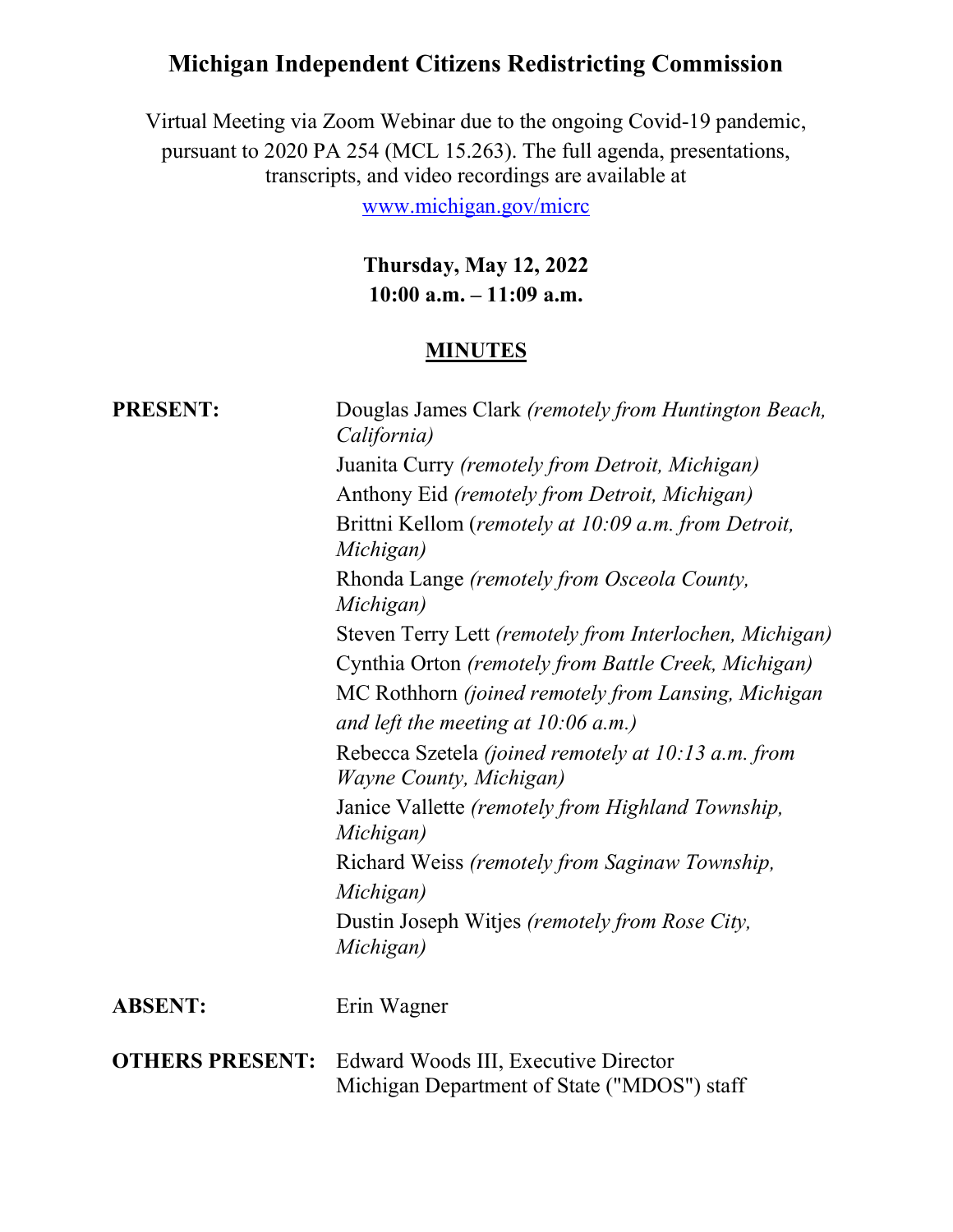# Michigan Independent Citizens Redistricting Commission

Virtual Meeting via Zoom Webinar due to the ongoing Covid-19 pandemic, pursuant to 2020 PA 254 (MCL 15.263). The full agenda, presentations, transcripts, and video recordings are available at

www.michigan.gov/micrc

**Thursday, May 12, 2022**
**10:00 a.m. – 11:09 a.m.**

## MINUTES

**PRESENT:**

Douglas James Clark *(remotely from Huntington Beach, California)*
Juanita Curry *(remotely from Detroit, Michigan)*
Anthony Eid *(remotely from Detroit, Michigan)*
Brittni Kellom (*remotely at 10:09 a.m. from Detroit, Michigan)*
Rhonda Lange *(remotely from Osceola County, Michigan)*
Steven Terry Lett *(remotely from Interlochen, Michigan)*
Cynthia Orton *(remotely from Battle Creek, Michigan)*
MC Rothhorn *(joined remotely from Lansing, Michigan and left the meeting at 10:06 a.m.)*
Rebecca Szetela *(joined remotely at 10:13 a.m. from Wayne County, Michigan)*
Janice Vallette *(remotely from Highland Township, Michigan)*
Richard Weiss *(remotely from Saginaw Township, Michigan)*
Dustin Joseph Witjes *(remotely from Rose City, Michigan)*

**ABSENT:** Erin Wagner

**OTHERS PRESENT:**

Edward Woods III, Executive Director
Michigan Department of State ("MDOS") staff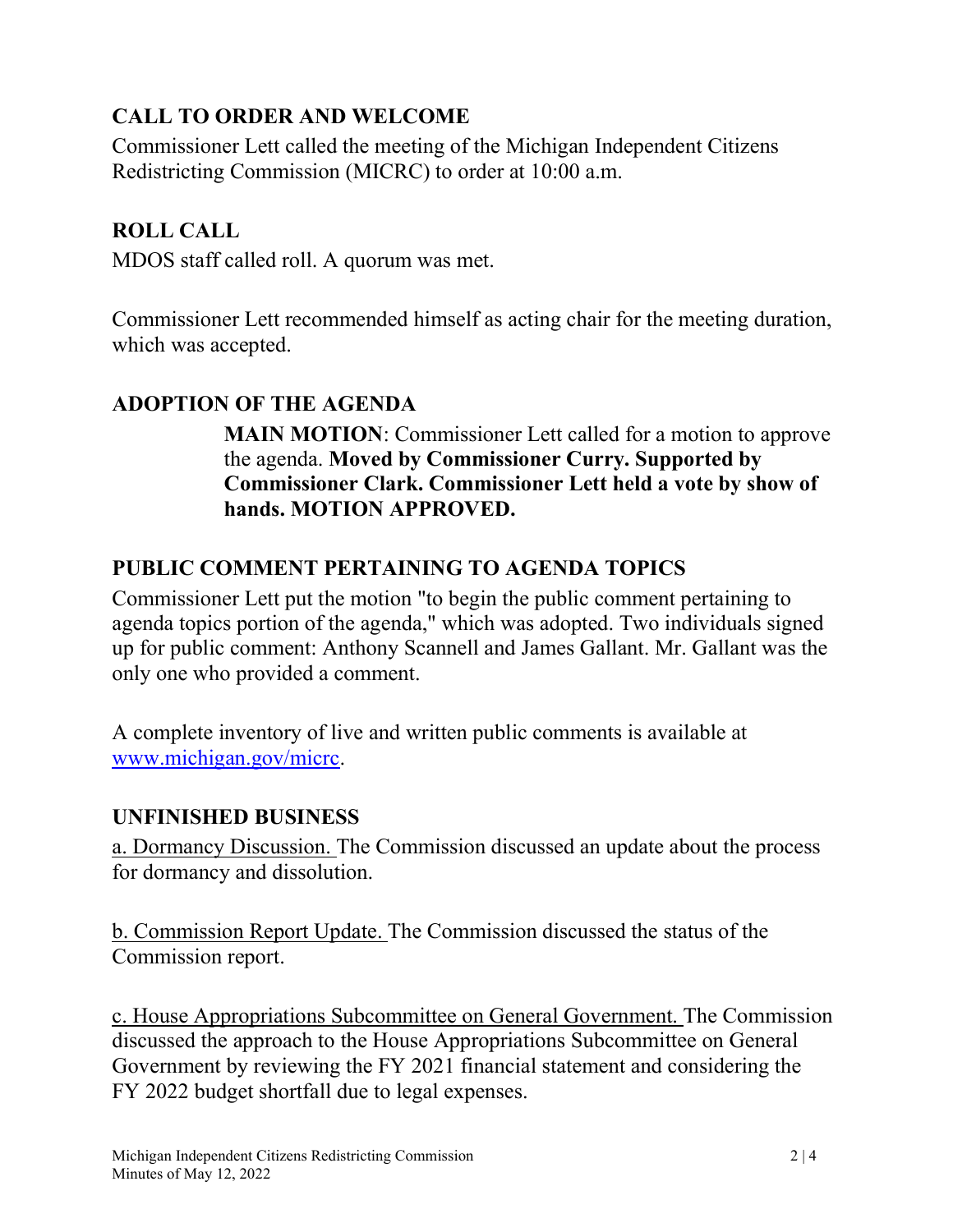## CALL TO ORDER AND WELCOME

Commissioner Lett called the meeting of the Michigan Independent Citizens Redistricting Commission (MICRC) to order at 10:00 a.m.

## ROLL CALL

MDOS staff called roll. A quorum was met.

Commissioner Lett recommended himself as acting chair for the meeting duration, which was accepted.

## ADOPTION OF THE AGENDA

> **MAIN MOTION**: Commissioner Lett called for a motion to approve the agenda. **Moved by Commissioner Curry. Supported by Commissioner Clark. Commissioner Lett held a vote by show of hands. MOTION APPROVED.**

## PUBLIC COMMENT PERTAINING TO AGENDA TOPICS

Commissioner Lett put the motion "to begin the public comment pertaining to agenda topics portion of the agenda," which was adopted. Two individuals signed up for public comment: Anthony Scannell and James Gallant. Mr. Gallant was the only one who provided a comment.

A complete inventory of live and written public comments is available at [www.michigan.gov/micrc](http://www.michigan.gov/micrc).

## UNFINISHED BUSINESS

a. Dormancy Discussion. The Commission discussed an update about the process for dormancy and dissolution.

b. Commission Report Update. The Commission discussed the status of the Commission report.

c. House Appropriations Subcommittee on General Government. The Commission discussed the approach to the House Appropriations Subcommittee on General Government by reviewing the FY 2021 financial statement and considering the FY 2022 budget shortfall due to legal expenses.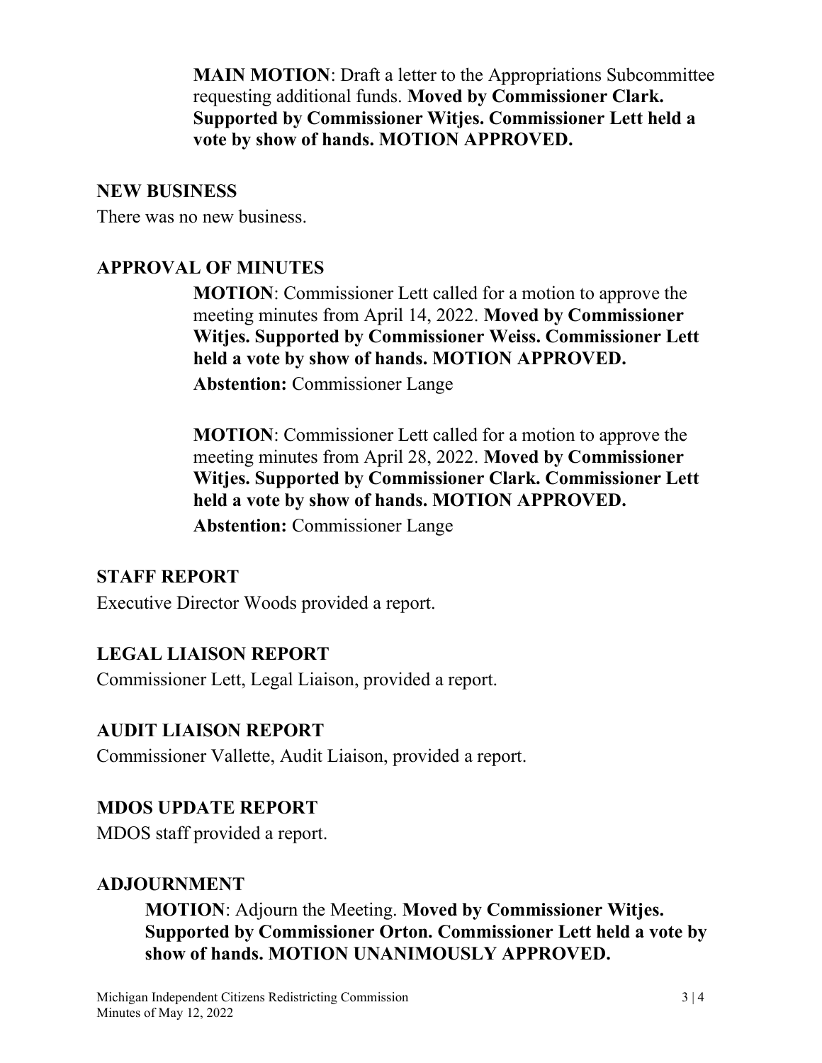**MAIN MOTION**: Draft a letter to the Appropriations Subcommittee requesting additional funds. **Moved by Commissioner Clark. Supported by Commissioner Witjes. Commissioner Lett held a vote by show of hands. MOTION APPROVED.**

## NEW BUSINESS

There was no new business.

## APPROVAL OF MINUTES

**MOTION**: Commissioner Lett called for a motion to approve the meeting minutes from April 14, 2022. **Moved by Commissioner Witjes. Supported by Commissioner Weiss. Commissioner Lett held a vote by show of hands. MOTION APPROVED.**

**Abstention:** Commissioner Lange

**MOTION**: Commissioner Lett called for a motion to approve the meeting minutes from April 28, 2022. **Moved by Commissioner Witjes. Supported by Commissioner Clark. Commissioner Lett held a vote by show of hands. MOTION APPROVED.**

**Abstention:** Commissioner Lange

## STAFF REPORT

Executive Director Woods provided a report.

## LEGAL LIAISON REPORT

Commissioner Lett, Legal Liaison, provided a report.

## AUDIT LIAISON REPORT

Commissioner Vallette, Audit Liaison, provided a report.

## MDOS UPDATE REPORT

MDOS staff provided a report.

## ADJOURNMENT

**MOTION**: Adjourn the Meeting. **Moved by Commissioner Witjes. Supported by Commissioner Orton. Commissioner Lett held a vote by show of hands. MOTION UNANIMOUSLY APPROVED.**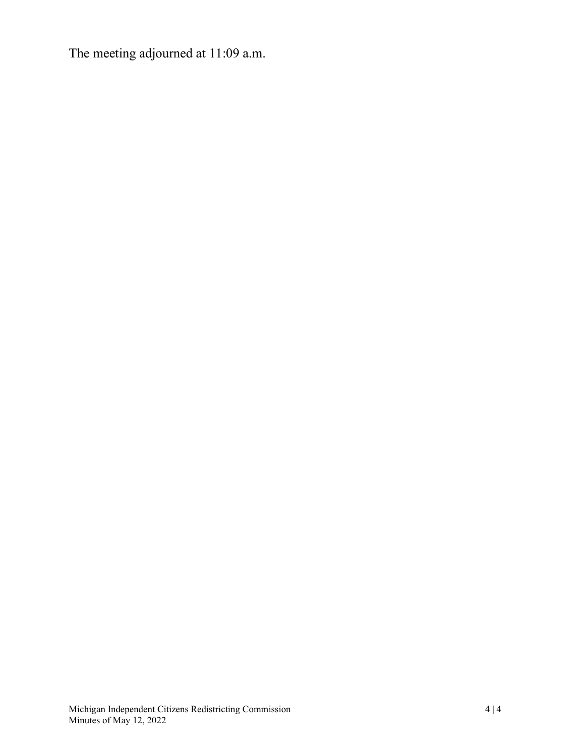The meeting adjourned at 11:09 a.m.